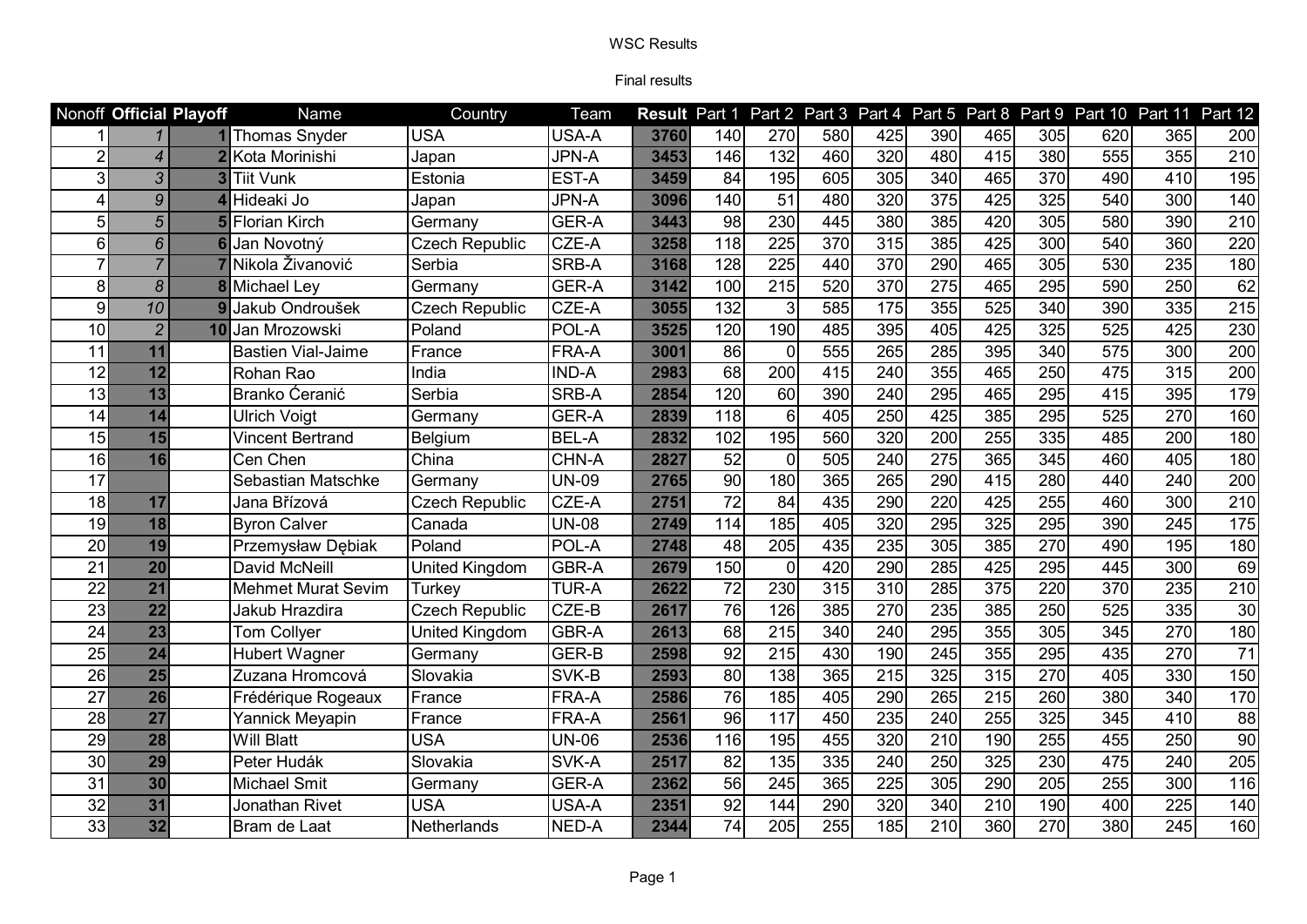WSC Results

Final results

| Nonoff | Official | Playoff | Name | Country | Team | Result | Part 1 | Part 2 | Part 3 | Part 4 | Part 5 | Part 8 | Part 9 | Part 10 | Part 11 | Part 12 |
|---|---|---|---|---|---|---|---|---|---|---|---|---|---|---|---|---|
| 1 | *1* | 1 | Thomas Snyder | USA | USA-A | 3760 | 140 | 270 | 580 | 425 | 390 | 465 | 305 | 620 | 365 | 200 |
| 2 | *4* | 2 | Kota Morinishi | Japan | JPN-A | 3453 | 146 | 132 | 460 | 320 | 480 | 415 | 380 | 555 | 355 | 210 |
| 3 | *3* | 3 | Tiit Vunk | Estonia | EST-A | 3459 | 84 | 195 | 605 | 305 | 340 | 465 | 370 | 490 | 410 | 195 |
| 4 | *9* | 4 | Hideaki Jo | Japan | JPN-A | 3096 | 140 | 51 | 480 | 320 | 375 | 425 | 325 | 540 | 300 | 140 |
| 5 | *5* | 5 | Florian Kirch | Germany | GER-A | 3443 | 98 | 230 | 445 | 380 | 385 | 420 | 305 | 580 | 390 | 210 |
| 6 | *6* | 6 | Jan Novotný | Czech Republic | CZE-A | 3258 | 118 | 225 | 370 | 315 | 385 | 425 | 300 | 540 | 360 | 220 |
| 7 | *7* | 7 | Nikola Živanović | Serbia | SRB-A | 3168 | 128 | 225 | 440 | 370 | 290 | 465 | 305 | 530 | 235 | 180 |
| 8 | *8* | 8 | Michael Ley | Germany | GER-A | 3142 | 100 | 215 | 520 | 370 | 275 | 465 | 295 | 590 | 250 | 62 |
| 9 | *10* | 9 | Jakub Ondroušek | Czech Republic | CZE-A | 3055 | 132 | 3 | 585 | 175 | 355 | 525 | 340 | 390 | 335 | 215 |
| 10 | *2* | 10 | Jan Mrozowski | Poland | POL-A | 3525 | 120 | 190 | 485 | 395 | 405 | 425 | 325 | 525 | 425 | 230 |
| 11 | 11 | | Bastien Vial-Jaime | France | FRA-A | 3001 | 86 | 0 | 555 | 265 | 285 | 395 | 340 | 575 | 300 | 200 |
| 12 | 12 | | Rohan Rao | India | IND-A | 2983 | 68 | 200 | 415 | 240 | 355 | 465 | 250 | 475 | 315 | 200 |
| 13 | 13 | | Branko Ćeranić | Serbia | SRB-A | 2854 | 120 | 60 | 390 | 240 | 295 | 465 | 295 | 415 | 395 | 179 |
| 14 | 14 | | Ulrich Voigt | Germany | GER-A | 2839 | 118 | 6 | 405 | 250 | 425 | 385 | 295 | 525 | 270 | 160 |
| 15 | 15 | | Vincent Bertrand | Belgium | BEL-A | 2832 | 102 | 195 | 560 | 320 | 200 | 255 | 335 | 485 | 200 | 180 |
| 16 | 16 | | Cen Chen | China | CHN-A | 2827 | 52 | 0 | 505 | 240 | 275 | 365 | 345 | 460 | 405 | 180 |
| 17 | | | Sebastian Matschke | Germany | UN-09 | 2765 | 90 | 180 | 365 | 265 | 290 | 415 | 280 | 440 | 240 | 200 |
| 18 | 17 | | Jana Břízová | Czech Republic | CZE-A | 2751 | 72 | 84 | 435 | 290 | 220 | 425 | 255 | 460 | 300 | 210 |
| 19 | 18 | | Byron Calver | Canada | UN-08 | 2749 | 114 | 185 | 405 | 320 | 295 | 325 | 295 | 390 | 245 | 175 |
| 20 | 19 | | Przemysław Dębiak | Poland | POL-A | 2748 | 48 | 205 | 435 | 235 | 305 | 385 | 270 | 490 | 195 | 180 |
| 21 | 20 | | David McNeill | United Kingdom | GBR-A | 2679 | 150 | 0 | 420 | 290 | 285 | 425 | 295 | 445 | 300 | 69 |
| 22 | 21 | | Mehmet Murat Sevim | Turkey | TUR-A | 2622 | 72 | 230 | 315 | 310 | 285 | 375 | 220 | 370 | 235 | 210 |
| 23 | 22 | | Jakub Hrazdira | Czech Republic | CZE-B | 2617 | 76 | 126 | 385 | 270 | 235 | 385 | 250 | 525 | 335 | 30 |
| 24 | 23 | | Tom Collyer | United Kingdom | GBR-A | 2613 | 68 | 215 | 340 | 240 | 295 | 355 | 305 | 345 | 270 | 180 |
| 25 | 24 | | Hubert Wagner | Germany | GER-B | 2598 | 92 | 215 | 430 | 190 | 245 | 355 | 295 | 435 | 270 | 71 |
| 26 | 25 | | Zuzana Hromcová | Slovakia | SVK-B | 2593 | 80 | 138 | 365 | 215 | 325 | 315 | 270 | 405 | 330 | 150 |
| 27 | 26 | | Frédérique Rogeaux | France | FRA-A | 2586 | 76 | 185 | 405 | 290 | 265 | 215 | 260 | 380 | 340 | 170 |
| 28 | 27 | | Yannick Meyapin | France | FRA-A | 2561 | 96 | 117 | 450 | 235 | 240 | 255 | 325 | 345 | 410 | 88 |
| 29 | 28 | | Will Blatt | USA | UN-06 | 2536 | 116 | 195 | 455 | 320 | 210 | 190 | 255 | 455 | 250 | 90 |
| 30 | 29 | | Peter Hudák | Slovakia | SVK-A | 2517 | 82 | 135 | 335 | 240 | 250 | 325 | 230 | 475 | 240 | 205 |
| 31 | 30 | | Michael Smit | Germany | GER-A | 2362 | 56 | 245 | 365 | 225 | 305 | 290 | 205 | 255 | 300 | 116 |
| 32 | 31 | | Jonathan Rivet | USA | USA-A | 2351 | 92 | 144 | 290 | 320 | 340 | 210 | 190 | 400 | 225 | 140 |
| 33 | 32 | | Bram de Laat | Netherlands | NED-A | 2344 | 74 | 205 | 255 | 185 | 210 | 360 | 270 | 380 | 245 | 160 |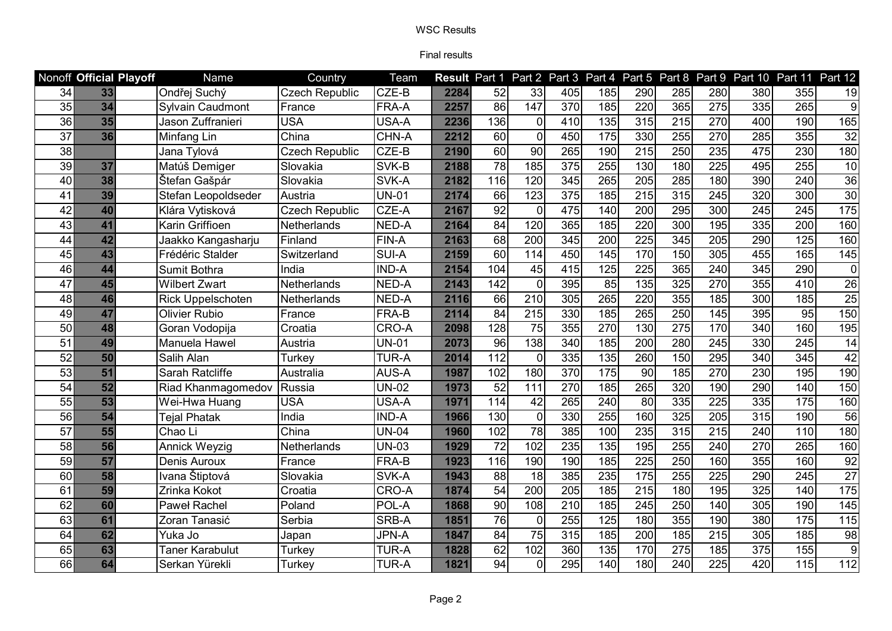WSC Results

Final results

| Nonoff | Official | Playoff | Name | Country | Team | Result | Part 1 | Part 2 | Part 3 | Part 4 | Part 5 | Part 8 | Part 9 | Part 10 | Part 11 | Part 12 |
|---|---|---|---|---|---|---|---|---|---|---|---|---|---|---|---|---|
| 34 | 33 | | Ondřej Suchý | Czech Republic | CZE-B | 2284 | 52 | 33 | 405 | 185 | 290 | 285 | 280 | 380 | 355 | 19 |
| 35 | 34 | | Sylvain Caudmont | France | FRA-A | 2257 | 86 | 147 | 370 | 185 | 220 | 365 | 275 | 335 | 265 | 9 |
| 36 | 35 | | Jason Zuffranieri | USA | USA-A | 2236 | 136 | 0 | 410 | 135 | 315 | 215 | 270 | 400 | 190 | 165 |
| 37 | 36 | | Minfang Lin | China | CHN-A | 2212 | 60 | 0 | 450 | 175 | 330 | 255 | 270 | 285 | 355 | 32 |
| 38 | | | Jana Tylová | Czech Republic | CZE-B | 2190 | 60 | 90 | 265 | 190 | 215 | 250 | 235 | 475 | 230 | 180 |
| 39 | 37 | | Matúš Demiger | Slovakia | SVK-B | 2188 | 78 | 185 | 375 | 255 | 130 | 180 | 225 | 495 | 255 | 10 |
| 40 | 38 | | Štefan Gašpár | Slovakia | SVK-A | 2182 | 116 | 120 | 345 | 265 | 205 | 285 | 180 | 390 | 240 | 36 |
| 41 | 39 | | Stefan Leopoldseder | Austria | UN-01 | 2174 | 66 | 123 | 375 | 185 | 215 | 315 | 245 | 320 | 300 | 30 |
| 42 | 40 | | Klára Vytisková | Czech Republic | CZE-A | 2167 | 92 | 0 | 475 | 140 | 200 | 295 | 300 | 245 | 245 | 175 |
| 43 | 41 | | Karin Griffioen | Netherlands | NED-A | 2164 | 84 | 120 | 365 | 185 | 220 | 300 | 195 | 335 | 200 | 160 |
| 44 | 42 | | Jaakko Kangasharju | Finland | FIN-A | 2163 | 68 | 200 | 345 | 200 | 225 | 345 | 205 | 290 | 125 | 160 |
| 45 | 43 | | Frédéric Stalder | Switzerland | SUI-A | 2159 | 60 | 114 | 450 | 145 | 170 | 150 | 305 | 455 | 165 | 145 |
| 46 | 44 | | Sumit Bothra | India | IND-A | 2154 | 104 | 45 | 415 | 125 | 225 | 365 | 240 | 345 | 290 | 0 |
| 47 | 45 | | Wilbert Zwart | Netherlands | NED-A | 2143 | 142 | 0 | 395 | 85 | 135 | 325 | 270 | 355 | 410 | 26 |
| 48 | 46 | | Rick Uppelschoten | Netherlands | NED-A | 2116 | 66 | 210 | 305 | 265 | 220 | 355 | 185 | 300 | 185 | 25 |
| 49 | 47 | | Olivier Rubio | France | FRA-B | 2114 | 84 | 215 | 330 | 185 | 265 | 250 | 145 | 395 | 95 | 150 |
| 50 | 48 | | Goran Vodopija | Croatia | CRO-A | 2098 | 128 | 75 | 355 | 270 | 130 | 275 | 170 | 340 | 160 | 195 |
| 51 | 49 | | Manuela Hawel | Austria | UN-01 | 2073 | 96 | 138 | 340 | 185 | 200 | 280 | 245 | 330 | 245 | 14 |
| 52 | 50 | | Salih Alan | Turkey | TUR-A | 2014 | 112 | 0 | 335 | 135 | 260 | 150 | 295 | 340 | 345 | 42 |
| 53 | 51 | | Sarah Ratcliffe | Australia | AUS-A | 1987 | 102 | 180 | 370 | 175 | 90 | 185 | 270 | 230 | 195 | 190 |
| 54 | 52 | | Riad Khanmagomedov | Russia | UN-02 | 1973 | 52 | 111 | 270 | 185 | 265 | 320 | 190 | 290 | 140 | 150 |
| 55 | 53 | | Wei-Hwa Huang | USA | USA-A | 1971 | 114 | 42 | 265 | 240 | 80 | 335 | 225 | 335 | 175 | 160 |
| 56 | 54 | | Tejal Phatak | India | IND-A | 1966 | 130 | 0 | 330 | 255 | 160 | 325 | 205 | 315 | 190 | 56 |
| 57 | 55 | | Chao Li | China | UN-04 | 1960 | 102 | 78 | 385 | 100 | 235 | 315 | 215 | 240 | 110 | 180 |
| 58 | 56 | | Annick Weyzig | Netherlands | UN-03 | 1929 | 72 | 102 | 235 | 135 | 195 | 255 | 240 | 270 | 265 | 160 |
| 59 | 57 | | Denis Auroux | France | FRA-B | 1923 | 116 | 190 | 190 | 185 | 225 | 250 | 160 | 355 | 160 | 92 |
| 60 | 58 | | Ivana Štiptová | Slovakia | SVK-A | 1943 | 88 | 18 | 385 | 235 | 175 | 255 | 225 | 290 | 245 | 27 |
| 61 | 59 | | Zrinka Kokot | Croatia | CRO-A | 1874 | 54 | 200 | 205 | 185 | 215 | 180 | 195 | 325 | 140 | 175 |
| 62 | 60 | | Paweł Rachel | Poland | POL-A | 1868 | 90 | 108 | 210 | 185 | 245 | 250 | 140 | 305 | 190 | 145 |
| 63 | 61 | | Zoran Tanasić | Serbia | SRB-A | 1851 | 76 | 0 | 255 | 125 | 180 | 355 | 190 | 380 | 175 | 115 |
| 64 | 62 | | Yuka Jo | Japan | JPN-A | 1847 | 84 | 75 | 315 | 185 | 200 | 185 | 215 | 305 | 185 | 98 |
| 65 | 63 | | Taner Karabulut | Turkey | TUR-A | 1828 | 62 | 102 | 360 | 135 | 170 | 275 | 185 | 375 | 155 | 9 |
| 66 | 64 | | Serkan Yürekli | Turkey | TUR-A | 1821 | 94 | 0 | 295 | 140 | 180 | 240 | 225 | 420 | 115 | 112 |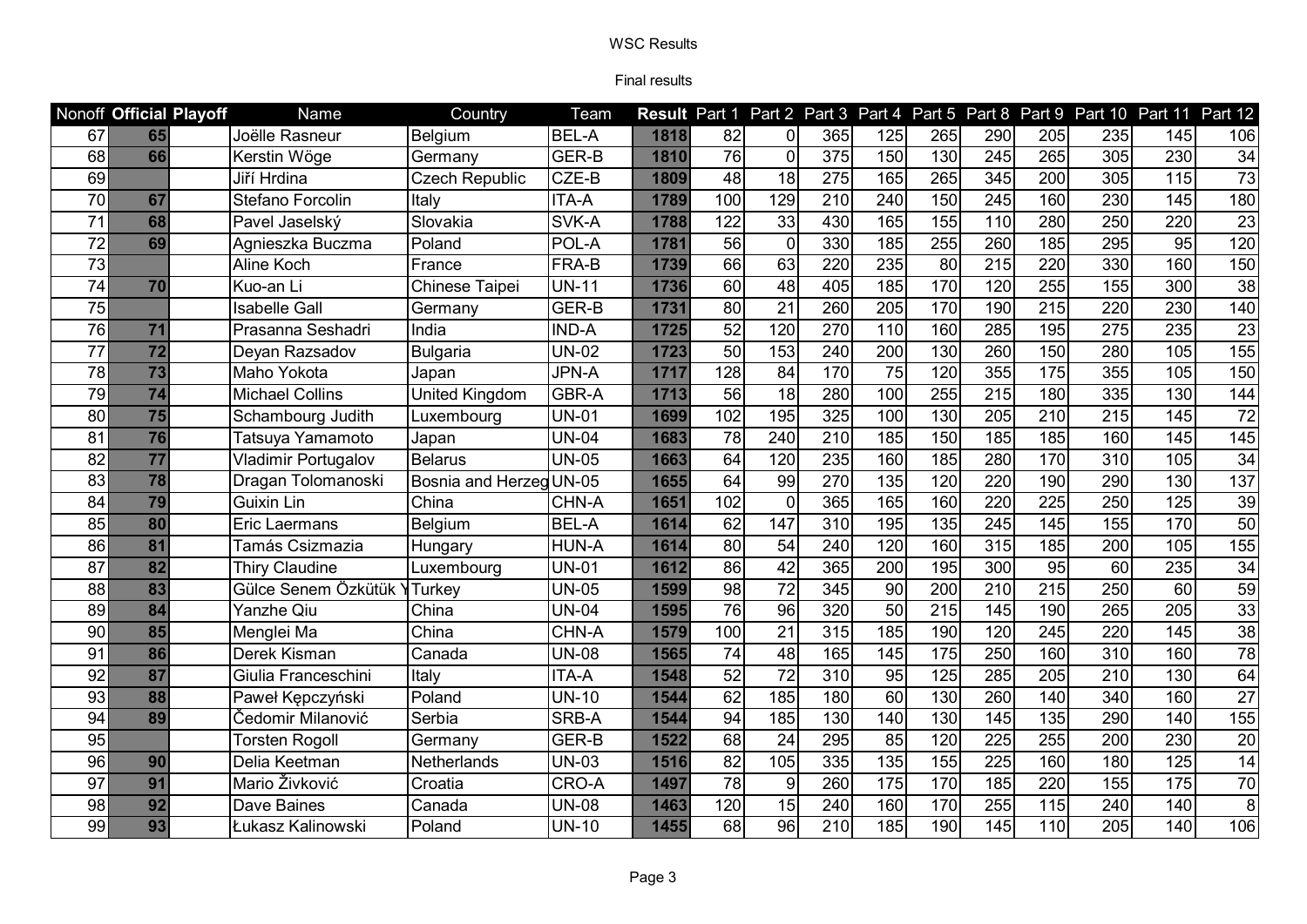WSC Results

Final results

| Nonoff | Official | Playoff | Name | Country | Team | Result | Part 1 | Part 2 | Part 3 | Part 4 | Part 5 | Part 8 | Part 9 | Part 10 | Part 11 | Part 12 |
|---|---|---|---|---|---|---|---|---|---|---|---|---|---|---|---|---|
| 67 | 65 | | Joëlle Rasneur | Belgium | BEL-A | 1818 | 82 | 0 | 365 | 125 | 265 | 290 | 205 | 235 | 145 | 106 |
| 68 | 66 | | Kerstin Wöge | Germany | GER-B | 1810 | 76 | 0 | 375 | 150 | 130 | 245 | 265 | 305 | 230 | 34 |
| 69 | | | Jiří Hrdina | Czech Republic | CZE-B | 1809 | 48 | 18 | 275 | 165 | 265 | 345 | 200 | 305 | 115 | 73 |
| 70 | 67 | | Stefano Forcolin | Italy | ITA-A | 1789 | 100 | 129 | 210 | 240 | 150 | 245 | 160 | 230 | 145 | 180 |
| 71 | 68 | | Pavel Jaselský | Slovakia | SVK-A | 1788 | 122 | 33 | 430 | 165 | 155 | 110 | 280 | 250 | 220 | 23 |
| 72 | 69 | | Agnieszka Buczma | Poland | POL-A | 1781 | 56 | 0 | 330 | 185 | 255 | 260 | 185 | 295 | 95 | 120 |
| 73 | | | Aline Koch | France | FRA-B | 1739 | 66 | 63 | 220 | 235 | 80 | 215 | 220 | 330 | 160 | 150 |
| 74 | 70 | | Kuo-an Li | Chinese Taipei | UN-11 | 1736 | 60 | 48 | 405 | 185 | 170 | 120 | 255 | 155 | 300 | 38 |
| 75 | | | Isabelle Gall | Germany | GER-B | 1731 | 80 | 21 | 260 | 205 | 170 | 190 | 215 | 220 | 230 | 140 |
| 76 | 71 | | Prasanna Seshadri | India | IND-A | 1725 | 52 | 120 | 270 | 110 | 160 | 285 | 195 | 275 | 235 | 23 |
| 77 | 72 | | Deyan Razsadov | Bulgaria | UN-02 | 1723 | 50 | 153 | 240 | 200 | 130 | 260 | 150 | 280 | 105 | 155 |
| 78 | 73 | | Maho Yokota | Japan | JPN-A | 1717 | 128 | 84 | 170 | 75 | 120 | 355 | 175 | 355 | 105 | 150 |
| 79 | 74 | | Michael Collins | United Kingdom | GBR-A | 1713 | 56 | 18 | 280 | 100 | 255 | 215 | 180 | 335 | 130 | 144 |
| 80 | 75 | | Schambourg Judith | Luxembourg | UN-01 | 1699 | 102 | 195 | 325 | 100 | 130 | 205 | 210 | 215 | 145 | 72 |
| 81 | 76 | | Tatsuya Yamamoto | Japan | UN-04 | 1683 | 78 | 240 | 210 | 185 | 150 | 185 | 185 | 160 | 145 | 145 |
| 82 | 77 | | Vladimir Portugalov | Belarus | UN-05 | 1663 | 64 | 120 | 235 | 160 | 185 | 280 | 170 | 310 | 105 | 34 |
| 83 | 78 | | Dragan Tolomanoski | Bosnia and Herzeg | UN-05 | 1655 | 64 | 99 | 270 | 135 | 120 | 220 | 190 | 290 | 130 | 137 |
| 84 | 79 | | Guixin Lin | China | CHN-A | 1651 | 102 | 0 | 365 | 165 | 160 | 220 | 225 | 250 | 125 | 39 |
| 85 | 80 | | Eric Laermans | Belgium | BEL-A | 1614 | 62 | 147 | 310 | 195 | 135 | 245 | 145 | 155 | 170 | 50 |
| 86 | 81 | | Tamás Csizmazia | Hungary | HUN-A | 1614 | 80 | 54 | 240 | 120 | 160 | 315 | 185 | 200 | 105 | 155 |
| 87 | 82 | | Thiry Claudine | Luxembourg | UN-01 | 1612 | 86 | 42 | 365 | 200 | 195 | 300 | 95 | 60 | 235 | 34 |
| 88 | 83 | | Gülce Senem Özkütük Y | Turkey | UN-05 | 1599 | 98 | 72 | 345 | 90 | 200 | 210 | 215 | 250 | 60 | 59 |
| 89 | 84 | | Yanzhe Qiu | China | UN-04 | 1595 | 76 | 96 | 320 | 50 | 215 | 145 | 190 | 265 | 205 | 33 |
| 90 | 85 | | Menglei Ma | China | CHN-A | 1579 | 100 | 21 | 315 | 185 | 190 | 120 | 245 | 220 | 145 | 38 |
| 91 | 86 | | Derek Kisman | Canada | UN-08 | 1565 | 74 | 48 | 165 | 145 | 175 | 250 | 160 | 310 | 160 | 78 |
| 92 | 87 | | Giulia Franceschini | Italy | ITA-A | 1548 | 52 | 72 | 310 | 95 | 125 | 285 | 205 | 210 | 130 | 64 |
| 93 | 88 | | Paweł Kępczyński | Poland | UN-10 | 1544 | 62 | 185 | 180 | 60 | 130 | 260 | 140 | 340 | 160 | 27 |
| 94 | 89 | | Čedomir Milanović | Serbia | SRB-A | 1544 | 94 | 185 | 130 | 140 | 130 | 145 | 135 | 290 | 140 | 155 |
| 95 | | | Torsten Rogoll | Germany | GER-B | 1522 | 68 | 24 | 295 | 85 | 120 | 225 | 255 | 200 | 230 | 20 |
| 96 | 90 | | Delia Keetman | Netherlands | UN-03 | 1516 | 82 | 105 | 335 | 135 | 155 | 225 | 160 | 180 | 125 | 14 |
| 97 | 91 | | Mario Živković | Croatia | CRO-A | 1497 | 78 | 9 | 260 | 175 | 170 | 185 | 220 | 155 | 175 | 70 |
| 98 | 92 | | Dave Baines | Canada | UN-08 | 1463 | 120 | 15 | 240 | 160 | 170 | 255 | 115 | 240 | 140 | 8 |
| 99 | 93 | | Łukasz Kalinowski | Poland | UN-10 | 1455 | 68 | 96 | 210 | 185 | 190 | 145 | 110 | 205 | 140 | 106 |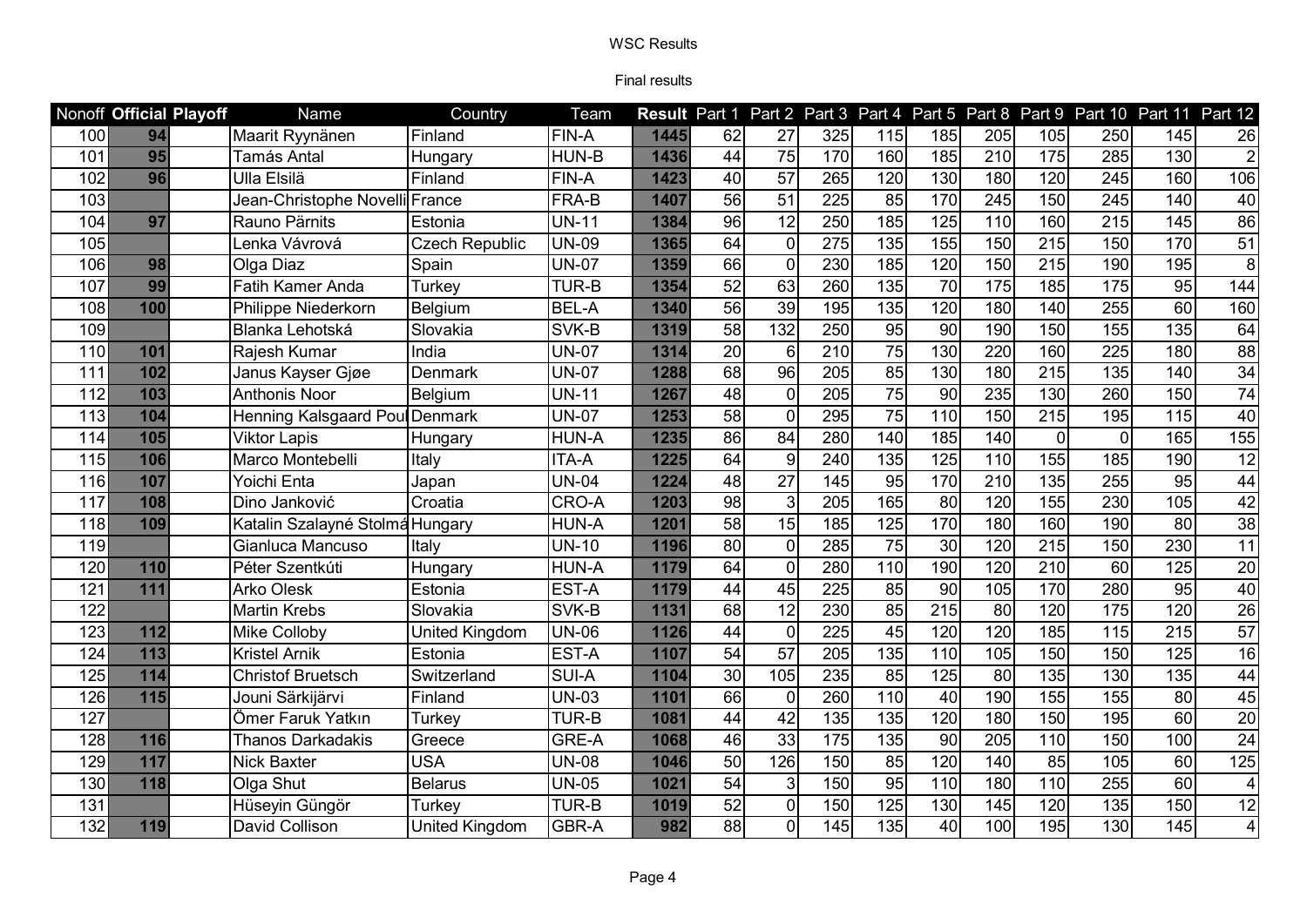WSC Results

Final results

| Nonoff | Official | Playoff | Name | Country | Team | Result | Part 1 | Part 2 | Part 3 | Part 4 | Part 5 | Part 8 | Part 9 | Part 10 | Part 11 | Part 12 |
|---|---|---|---|---|---|---|---|---|---|---|---|---|---|---|---|---|
| 100 | 94 | | Maarit Ryynänen | Finland | FIN-A | 1445 | 62 | 27 | 325 | 115 | 185 | 205 | 105 | 250 | 145 | 26 |
| 101 | 95 | | Tamás Antal | Hungary | HUN-B | 1436 | 44 | 75 | 170 | 160 | 185 | 210 | 175 | 285 | 130 | 2 |
| 102 | 96 | | Ulla Elsilä | Finland | FIN-A | 1423 | 40 | 57 | 265 | 120 | 130 | 180 | 120 | 245 | 160 | 106 |
| 103 | | | Jean-Christophe Novelli | France | FRA-B | 1407 | 56 | 51 | 225 | 85 | 170 | 245 | 150 | 245 | 140 | 40 |
| 104 | 97 | | Rauno Pärnits | Estonia | UN-11 | 1384 | 96 | 12 | 250 | 185 | 125 | 110 | 160 | 215 | 145 | 86 |
| 105 | | | Lenka Vávrová | Czech Republic | UN-09 | 1365 | 64 | 0 | 275 | 135 | 155 | 150 | 215 | 150 | 170 | 51 |
| 106 | 98 | | Olga Diaz | Spain | UN-07 | 1359 | 66 | 0 | 230 | 185 | 120 | 150 | 215 | 190 | 195 | 8 |
| 107 | 99 | | Fatih Kamer Anda | Turkey | TUR-B | 1354 | 52 | 63 | 260 | 135 | 70 | 175 | 185 | 175 | 95 | 144 |
| 108 | 100 | | Philippe Niederkorn | Belgium | BEL-A | 1340 | 56 | 39 | 195 | 135 | 120 | 180 | 140 | 255 | 60 | 160 |
| 109 | | | Blanka Lehotská | Slovakia | SVK-B | 1319 | 58 | 132 | 250 | 95 | 90 | 190 | 150 | 155 | 135 | 64 |
| 110 | 101 | | Rajesh Kumar | India | UN-07 | 1314 | 20 | 6 | 210 | 75 | 130 | 220 | 160 | 225 | 180 | 88 |
| 111 | 102 | | Janus Kayser Gjøe | Denmark | UN-07 | 1288 | 68 | 96 | 205 | 85 | 130 | 180 | 215 | 135 | 140 | 34 |
| 112 | 103 | | Anthonis Noor | Belgium | UN-11 | 1267 | 48 | 0 | 205 | 75 | 90 | 235 | 130 | 260 | 150 | 74 |
| 113 | 104 | | Henning Kalsgaard Poul | Denmark | UN-07 | 1253 | 58 | 0 | 295 | 75 | 110 | 150 | 215 | 195 | 115 | 40 |
| 114 | 105 | | Viktor Lapis | Hungary | HUN-A | 1235 | 86 | 84 | 280 | 140 | 185 | 140 | 0 | 0 | 165 | 155 |
| 115 | 106 | | Marco Montebelli | Italy | ITA-A | 1225 | 64 | 9 | 240 | 135 | 125 | 110 | 155 | 185 | 190 | 12 |
| 116 | 107 | | Yoichi Enta | Japan | UN-04 | 1224 | 48 | 27 | 145 | 95 | 170 | 210 | 135 | 255 | 95 | 44 |
| 117 | 108 | | Dino Janković | Croatia | CRO-A | 1203 | 98 | 3 | 205 | 165 | 80 | 120 | 155 | 230 | 105 | 42 |
| 118 | 109 | | Katalin Szalayné Stolmá | Hungary | HUN-A | 1201 | 58 | 15 | 185 | 125 | 170 | 180 | 160 | 190 | 80 | 38 |
| 119 | | | Gianluca Mancuso | Italy | UN-10 | 1196 | 80 | 0 | 285 | 75 | 30 | 120 | 215 | 150 | 230 | 11 |
| 120 | 110 | | Péter Szentkúti | Hungary | HUN-A | 1179 | 64 | 0 | 280 | 110 | 190 | 120 | 210 | 60 | 125 | 20 |
| 121 | 111 | | Arko Olesk | Estonia | EST-A | 1179 | 44 | 45 | 225 | 85 | 90 | 105 | 170 | 280 | 95 | 40 |
| 122 | | | Martin Krebs | Slovakia | SVK-B | 1131 | 68 | 12 | 230 | 85 | 215 | 80 | 120 | 175 | 120 | 26 |
| 123 | 112 | | Mike Colloby | United Kingdom | UN-06 | 1126 | 44 | 0 | 225 | 45 | 120 | 120 | 185 | 115 | 215 | 57 |
| 124 | 113 | | Kristel Arnik | Estonia | EST-A | 1107 | 54 | 57 | 205 | 135 | 110 | 105 | 150 | 150 | 125 | 16 |
| 125 | 114 | | Christof Bruetsch | Switzerland | SUI-A | 1104 | 30 | 105 | 235 | 85 | 125 | 80 | 135 | 130 | 135 | 44 |
| 126 | 115 | | Jouni Särkijärvi | Finland | UN-03 | 1101 | 66 | 0 | 260 | 110 | 40 | 190 | 155 | 155 | 80 | 45 |
| 127 | | | Ömer Faruk Yatkın | Turkey | TUR-B | 1081 | 44 | 42 | 135 | 135 | 120 | 180 | 150 | 195 | 60 | 20 |
| 128 | 116 | | Thanos Darkadakis | Greece | GRE-A | 1068 | 46 | 33 | 175 | 135 | 90 | 205 | 110 | 150 | 100 | 24 |
| 129 | 117 | | Nick Baxter | USA | UN-08 | 1046 | 50 | 126 | 150 | 85 | 120 | 140 | 85 | 105 | 60 | 125 |
| 130 | 118 | | Olga Shut | Belarus | UN-05 | 1021 | 54 | 3 | 150 | 95 | 110 | 180 | 110 | 255 | 60 | 4 |
| 131 | | | Hüseyin Güngör | Turkey | TUR-B | 1019 | 52 | 0 | 150 | 125 | 130 | 145 | 120 | 135 | 150 | 12 |
| 132 | 119 | | David Collison | United Kingdom | GBR-A | 982 | 88 | 0 | 145 | 135 | 40 | 100 | 195 | 130 | 145 | 4 |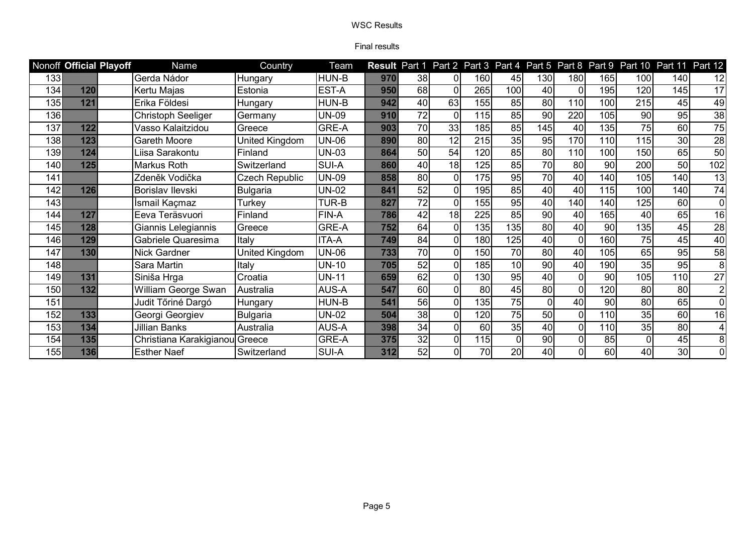WSC Results

Final results

| Nonoff | Official | Playoff | Name | Country | Team | Result | Part 1 | Part 2 | Part 3 | Part 4 | Part 5 | Part 8 | Part 9 | Part 10 | Part 11 | Part 12 |
|---|---|---|---|---|---|---|---|---|---|---|---|---|---|---|---|---|
| 133 | | | Gerda Nádor | Hungary | HUN-B | 970 | 38 | 0 | 160 | 45 | 130 | 180 | 165 | 100 | 140 | 12 |
| 134 | 120 | | Kertu Majas | Estonia | EST-A | 950 | 68 | 0 | 265 | 100 | 40 | 0 | 195 | 120 | 145 | 17 |
| 135 | 121 | | Erika Földesi | Hungary | HUN-B | 942 | 40 | 63 | 155 | 85 | 80 | 110 | 100 | 215 | 45 | 49 |
| 136 | | | Christoph Seeliger | Germany | UN-09 | 910 | 72 | 0 | 115 | 85 | 90 | 220 | 105 | 90 | 95 | 38 |
| 137 | 122 | | Vasso Kalaitzidou | Greece | GRE-A | 903 | 70 | 33 | 185 | 85 | 145 | 40 | 135 | 75 | 60 | 75 |
| 138 | 123 | | Gareth Moore | United Kingdom | UN-06 | 890 | 80 | 12 | 215 | 35 | 95 | 170 | 110 | 115 | 30 | 28 |
| 139 | 124 | | Liisa Sarakontu | Finland | UN-03 | 864 | 50 | 54 | 120 | 85 | 80 | 110 | 100 | 150 | 65 | 50 |
| 140 | 125 | | Markus Roth | Switzerland | SUI-A | 860 | 40 | 18 | 125 | 85 | 70 | 80 | 90 | 200 | 50 | 102 |
| 141 | | | Zdeněk Vodička | Czech Republic | UN-09 | 858 | 80 | 0 | 175 | 95 | 70 | 40 | 140 | 105 | 140 | 13 |
| 142 | 126 | | Borislav Ilevski | Bulgaria | UN-02 | 841 | 52 | 0 | 195 | 85 | 40 | 40 | 115 | 100 | 140 | 74 |
| 143 | | | İsmail Kaçmaz | Turkey | TUR-B | 827 | 72 | 0 | 155 | 95 | 40 | 140 | 140 | 125 | 60 | 0 |
| 144 | 127 | | Eeva Teräsvuori | Finland | FIN-A | 786 | 42 | 18 | 225 | 85 | 90 | 40 | 165 | 40 | 65 | 16 |
| 145 | 128 | | Giannis Lelegiannis | Greece | GRE-A | 752 | 64 | 0 | 135 | 135 | 80 | 40 | 90 | 135 | 45 | 28 |
| 146 | 129 | | Gabriele Quaresima | Italy | ITA-A | 749 | 84 | 0 | 180 | 125 | 40 | 0 | 160 | 75 | 45 | 40 |
| 147 | 130 | | Nick Gardner | United Kingdom | UN-06 | 733 | 70 | 0 | 150 | 70 | 80 | 40 | 105 | 65 | 95 | 58 |
| 148 | | | Sara Martin | Italy | UN-10 | 705 | 52 | 0 | 185 | 10 | 90 | 40 | 190 | 35 | 95 | 8 |
| 149 | 131 | | Siniša Hrga | Croatia | UN-11 | 659 | 62 | 0 | 130 | 95 | 40 | 0 | 90 | 105 | 110 | 27 |
| 150 | 132 | | William George Swan | Australia | AUS-A | 547 | 60 | 0 | 80 | 45 | 80 | 0 | 120 | 80 | 80 | 2 |
| 151 | | | Judit Tőriné Dargó | Hungary | HUN-B | 541 | 56 | 0 | 135 | 75 | 0 | 40 | 90 | 80 | 65 | 0 |
| 152 | 133 | | Georgi Georgiev | Bulgaria | UN-02 | 504 | 38 | 0 | 120 | 75 | 50 | 0 | 110 | 35 | 60 | 16 |
| 153 | 134 | | Jillian Banks | Australia | AUS-A | 398 | 34 | 0 | 60 | 35 | 40 | 0 | 110 | 35 | 80 | 4 |
| 154 | 135 | | Christiana Karakigianou | Greece | GRE-A | 375 | 32 | 0 | 115 | 0 | 90 | 0 | 85 | 0 | 45 | 8 |
| 155 | 136 | | Esther Naef | Switzerland | SUI-A | 312 | 52 | 0 | 70 | 20 | 40 | 0 | 60 | 40 | 30 | 0 |